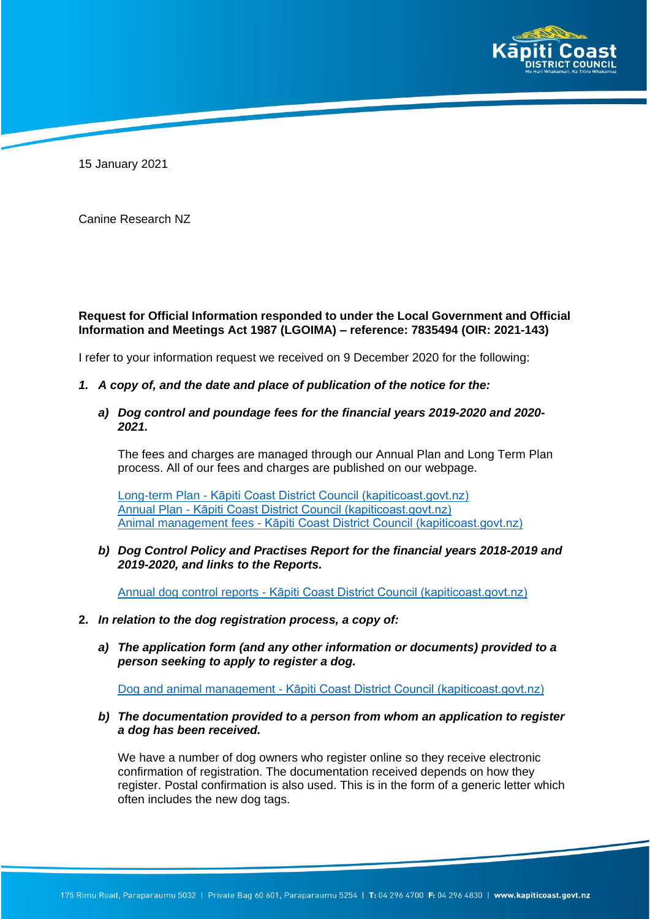15 January 2021

Canine Research NZ

**Request for Official Information responded to under the Local Government and Official Information and Meetings Act 1987 (LGOIMA) – reference: 7835494 (OIR: 2021-143)**

I refer to your information request we received on 9 December 2020 for the following:

1. ***A copy of, and the date and place of publication of the notice for the:***

   a) ***Dog control and poundage fees for the financial years 2019-2020 and 2020-2021.***

   The fees and charges are managed through our Annual Plan and Long Term Plan process. All of our fees and charges are published on our webpage.

   [Long-term Plan - Kāpiti Coast District Council (kapiticoast.govt.nz)]
   [Annual Plan - Kāpiti Coast District Council (kapiticoast.govt.nz)]
   [Animal management fees - Kāpiti Coast District Council (kapiticoast.govt.nz)]

   b) ***Dog Control Policy and Practises Report for the financial years 2018-2019 and 2019-2020, and links to the Reports.***

   [Annual dog control reports - Kāpiti Coast District Council (kapiticoast.govt.nz)]

2. ***In relation to the dog registration process, a copy of:***

   a) ***The application form (and any other information or documents) provided to a person seeking to apply to register a dog.***

   [Dog and animal management - Kāpiti Coast District Council (kapiticoast.govt.nz)]

   b) ***The documentation provided to a person from whom an application to register a dog has been received.***

   We have a number of dog owners who register online so they receive electronic confirmation of registration. The documentation received depends on how they register. Postal confirmation is also used. This is in the form of a generic letter which often includes the new dog tags.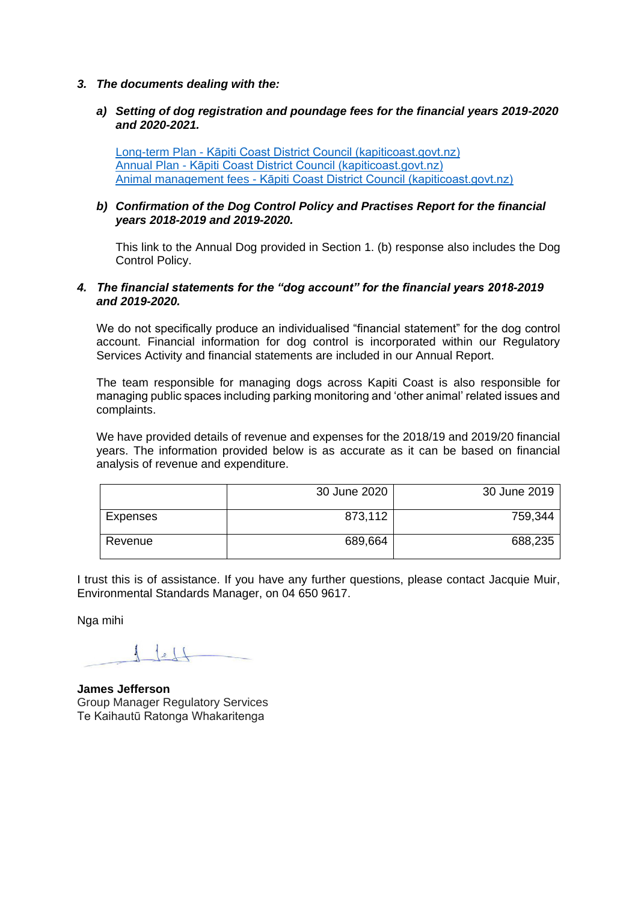3. ***The documents dealing with the:***

   a) ***Setting of dog registration and poundage fees for the financial years 2019-2020 and 2020-2021.***

   [Long-term Plan - Kāpiti Coast District Council (kapiticoast.govt.nz)](#)
   [Annual Plan - Kāpiti Coast District Council (kapiticoast.govt.nz)](#)
   [Animal management fees - Kāpiti Coast District Council (kapiticoast.govt.nz)](#)

   b) ***Confirmation of the Dog Control Policy and Practises Report for the financial years 2018-2019 and 2019-2020.***

   This link to the Annual Dog provided in Section 1. (b) response also includes the Dog Control Policy.

4. ***The financial statements for the "dog account" for the financial years 2018-2019 and 2019-2020.***

   We do not specifically produce an individualised "financial statement" for the dog control account. Financial information for dog control is incorporated within our Regulatory Services Activity and financial statements are included in our Annual Report.

   The team responsible for managing dogs across Kapiti Coast is also responsible for managing public spaces including parking monitoring and 'other animal' related issues and complaints.

   We have provided details of revenue and expenses for the 2018/19 and 2019/20 financial years. The information provided below is as accurate as it can be based on financial analysis of revenue and expenditure.

| | 30 June 2020 | 30 June 2019 |
|---|---:|---:|
| Expenses | 873,112 | 759,344 |
| Revenue | 689,664 | 688,235 |

I trust this is of assistance. If you have any further questions, please contact Jacquie Muir, Environmental Standards Manager, on 04 650 9617.

Nga mihi

**James Jefferson**
Group Manager Regulatory Services
Te Kaihautū Ratonga Whakaritenga